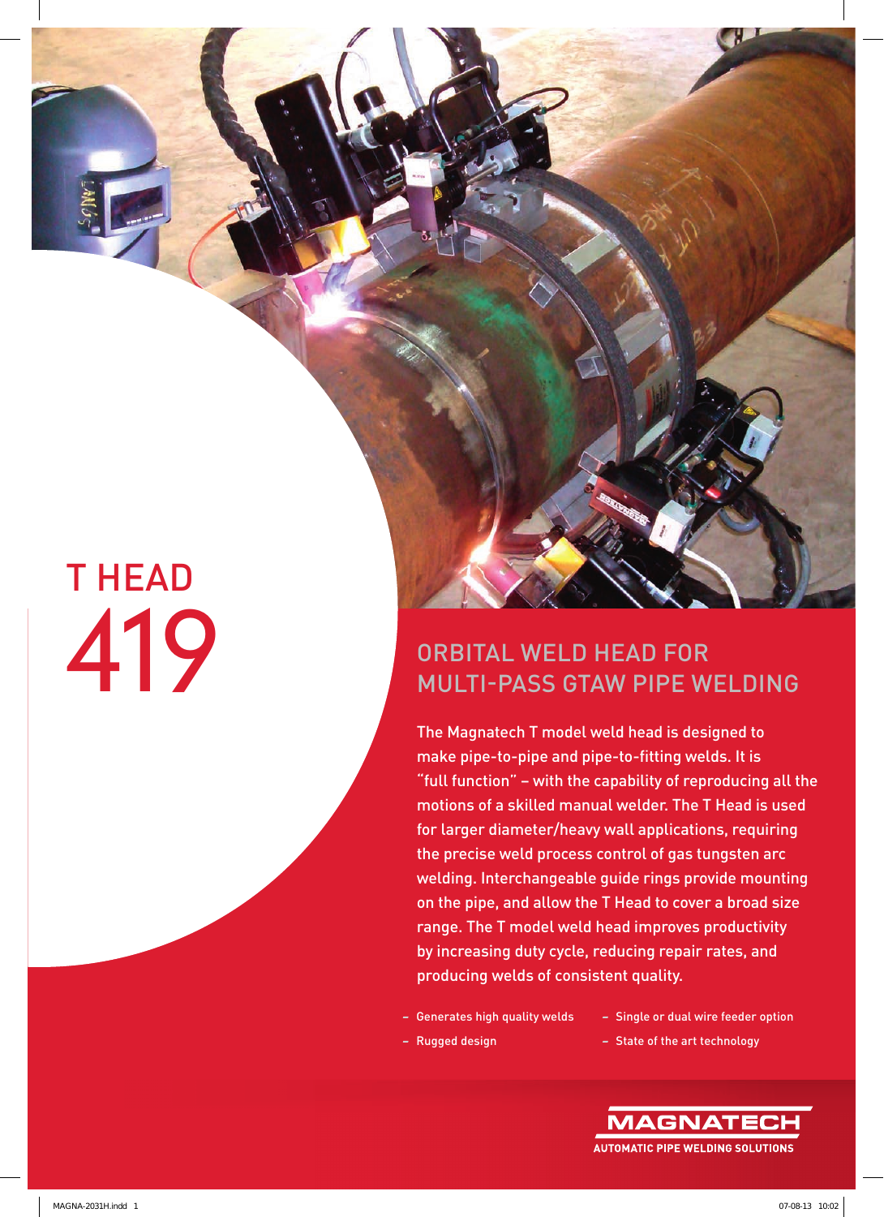# T HEAD 419

## ORBITAL WELD HEAD FOR MULTI-PASS GTAW PIPE WELDING

The Magnatech T model weld head is designed to make pipe-to-pipe and pipe-to-fitting welds. It is "full function" – with the capability of reproducing all the motions of a skilled manual welder. The T Head is used for larger diameter/heavy wall applications, requiring the precise weld process control of gas tungsten arc welding. Interchangeable guide rings provide mounting on the pipe, and allow the T Head to cover a broad size range. The T model weld head improves productivity by increasing duty cycle, reducing repair rates, and producing welds of consistent quality.

- Generates high quality welds
- Rugged design
- Single or dual wire feeder option
- State of the art technology

MAGNATECH
AUTOMATIC PIPE WELDING SOLUTIONS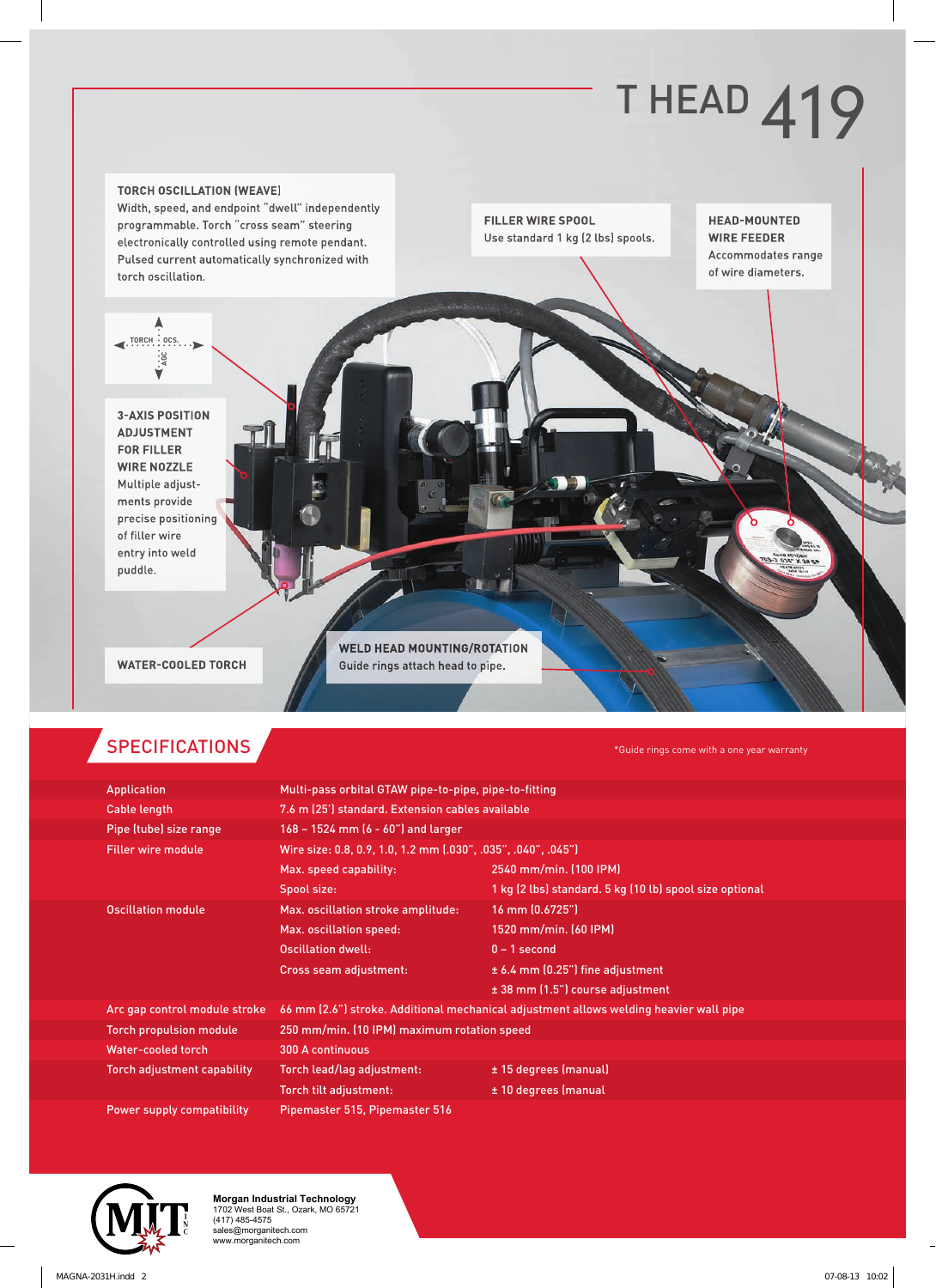# T HEAD 419

**TORCH OSCILLATION (WEAVE)**
Width, speed, and endpoint "dwell" independently programmable. Torch "cross seam" steering electronically controlled using remote pendant. Pulsed current automatically synchronized with torch oscillation.

TORCH · OCS. · AGC

**FILLER WIRE SPOOL**
Use standard 1 kg (2 lbs) spools.

**HEAD-MOUNTED WIRE FEEDER**
Accommodates range of wire diameters.

**3-AXIS POSITION ADJUSTMENT FOR FILLER WIRE NOZZLE**
Multiple adjustments provide precise positioning of filler wire entry into weld puddle.

**WATER-COOLED TORCH**

**WELD HEAD MOUNTING/ROTATION**
Guide rings attach head to pipe.

## SPECIFICATIONS

*Guide rings come with a one year warranty

| | | |
|---|---|---|
| Application | Multi-pass orbital GTAW pipe-to-pipe, pipe-to-fitting | |
| Cable length | 7.6 m (25') standard. Extension cables available | |
| Pipe (tube) size range | 168 – 1524 mm (6 - 60") and larger | |
| Filler wire module | Wire size: 0.8, 0.9, 1.0, 1.2 mm (.030", .035", .040", .045") | |
| | Max. speed capability: | 2540 mm/min. (100 IPM) |
| | Spool size: | 1 kg (2 lbs) standard. 5 kg (10 lb) spool size optional |
| Oscillation module | Max. oscillation stroke amplitude: | 16 mm (0.6725") |
| | Max. oscillation speed: | 1520 mm/min. (60 IPM) |
| | Oscillation dwell: | 0 – 1 second |
| | Cross seam adjustment: | ± 6.4 mm (0.25") fine adjustment |
| | | ± 38 mm (1.5") course adjustment |
| Arc gap control module stroke | 66 mm (2.6") stroke. Additional mechanical adjustment allows welding heavier wall pipe | |
| Torch propulsion module | 250 mm/min. (10 IPM) maximum rotation speed | |
| Water-cooled torch | 300 A continuous | |
| Torch adjustment capability | Torch lead/lag adjustment: | ± 15 degrees (manual) |
| | Torch tilt adjustment: | ± 10 degrees (manual |
| Power supply compatibility | Pipemaster 515, Pipemaster 516 | |

MIT INC

**Morgan Industrial Technology**
1702 West Boat St., Ozark, MO 65721
(417) 485-4575
sales@morganitech.com
www.morganitech.com